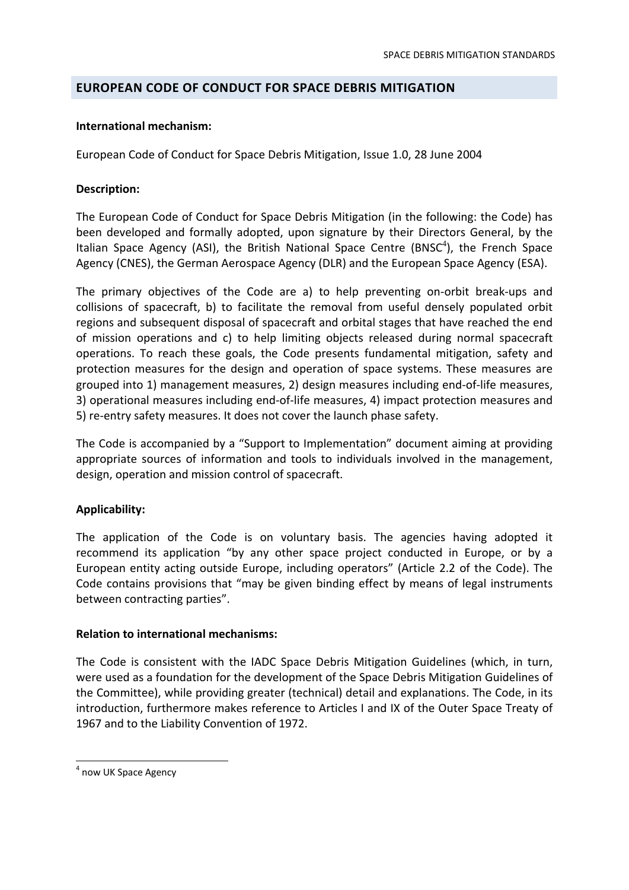## EUROPEAN CODE OF CONDUCT FOR SPACE DEBRIS MITIGATION

**International mechanism:**

European Code of Conduct for Space Debris Mitigation, Issue 1.0, 28 June 2004

**Description:**

The European Code of Conduct for Space Debris Mitigation (in the following: the Code) has been developed and formally adopted, upon signature by their Directors General, by the Italian Space Agency (ASI), the British National Space Centre (BNSC[4]), the French Space Agency (CNES), the German Aerospace Agency (DLR) and the European Space Agency (ESA).

The primary objectives of the Code are a) to help preventing on-orbit break-ups and collisions of spacecraft, b) to facilitate the removal from useful densely populated orbit regions and subsequent disposal of spacecraft and orbital stages that have reached the end of mission operations and c) to help limiting objects released during normal spacecraft operations. To reach these goals, the Code presents fundamental mitigation, safety and protection measures for the design and operation of space systems. These measures are grouped into 1) management measures, 2) design measures including end-of-life measures, 3) operational measures including end-of-life measures, 4) impact protection measures and 5) re-entry safety measures. It does not cover the launch phase safety.

The Code is accompanied by a "Support to Implementation" document aiming at providing appropriate sources of information and tools to individuals involved in the management, design, operation and mission control of spacecraft.

**Applicability:**

The application of the Code is on voluntary basis. The agencies having adopted it recommend its application "by any other space project conducted in Europe, or by a European entity acting outside Europe, including operators" (Article 2.2 of the Code). The Code contains provisions that "may be given binding effect by means of legal instruments between contracting parties".

**Relation to international mechanisms:**

The Code is consistent with the IADC Space Debris Mitigation Guidelines (which, in turn, were used as a foundation for the development of the Space Debris Mitigation Guidelines of the Committee), while providing greater (technical) detail and explanations. The Code, in its introduction, furthermore makes reference to Articles I and IX of the Outer Space Treaty of 1967 and to the Liability Convention of 1972.

---

[4] now UK Space Agency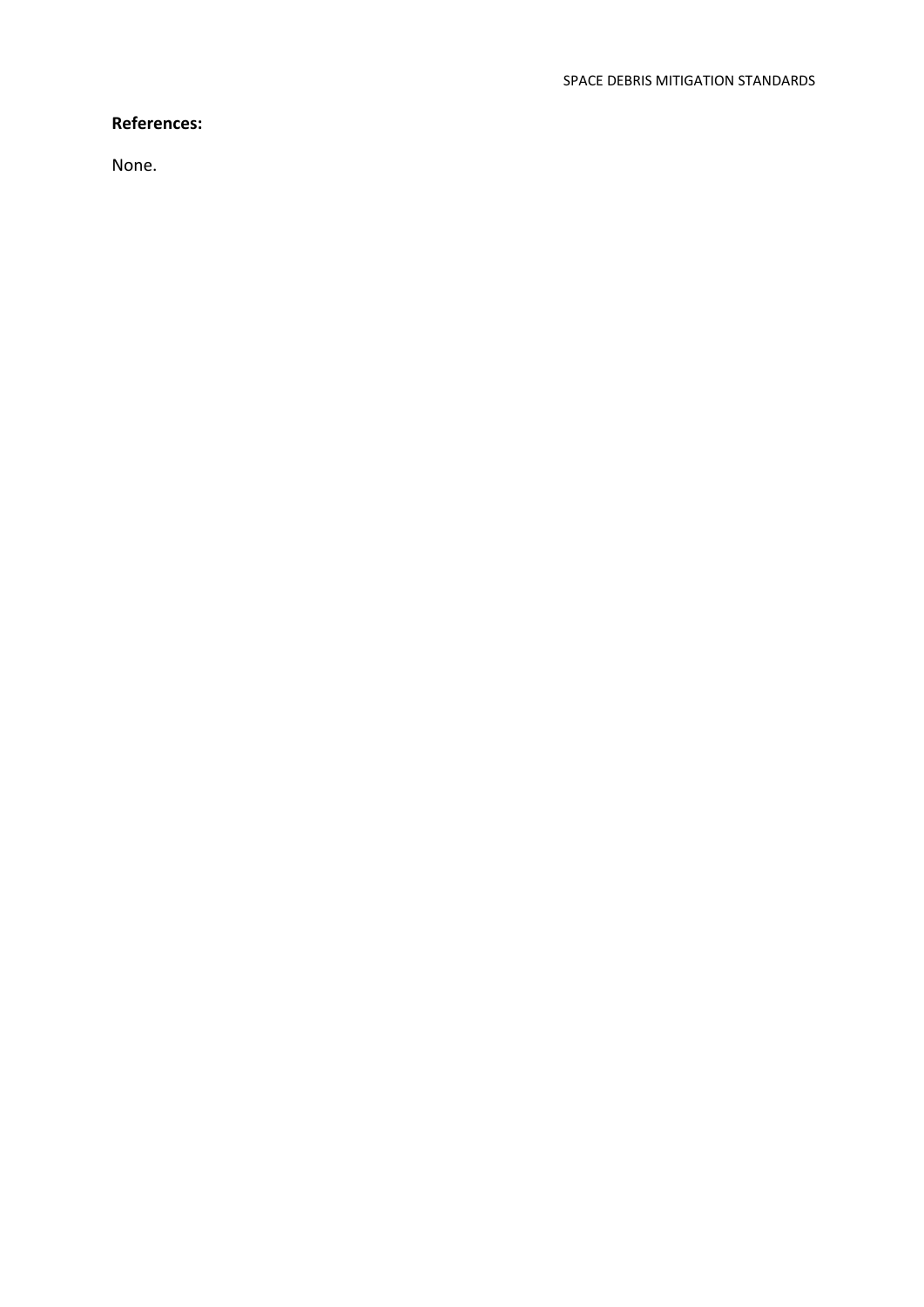**References:**

None.